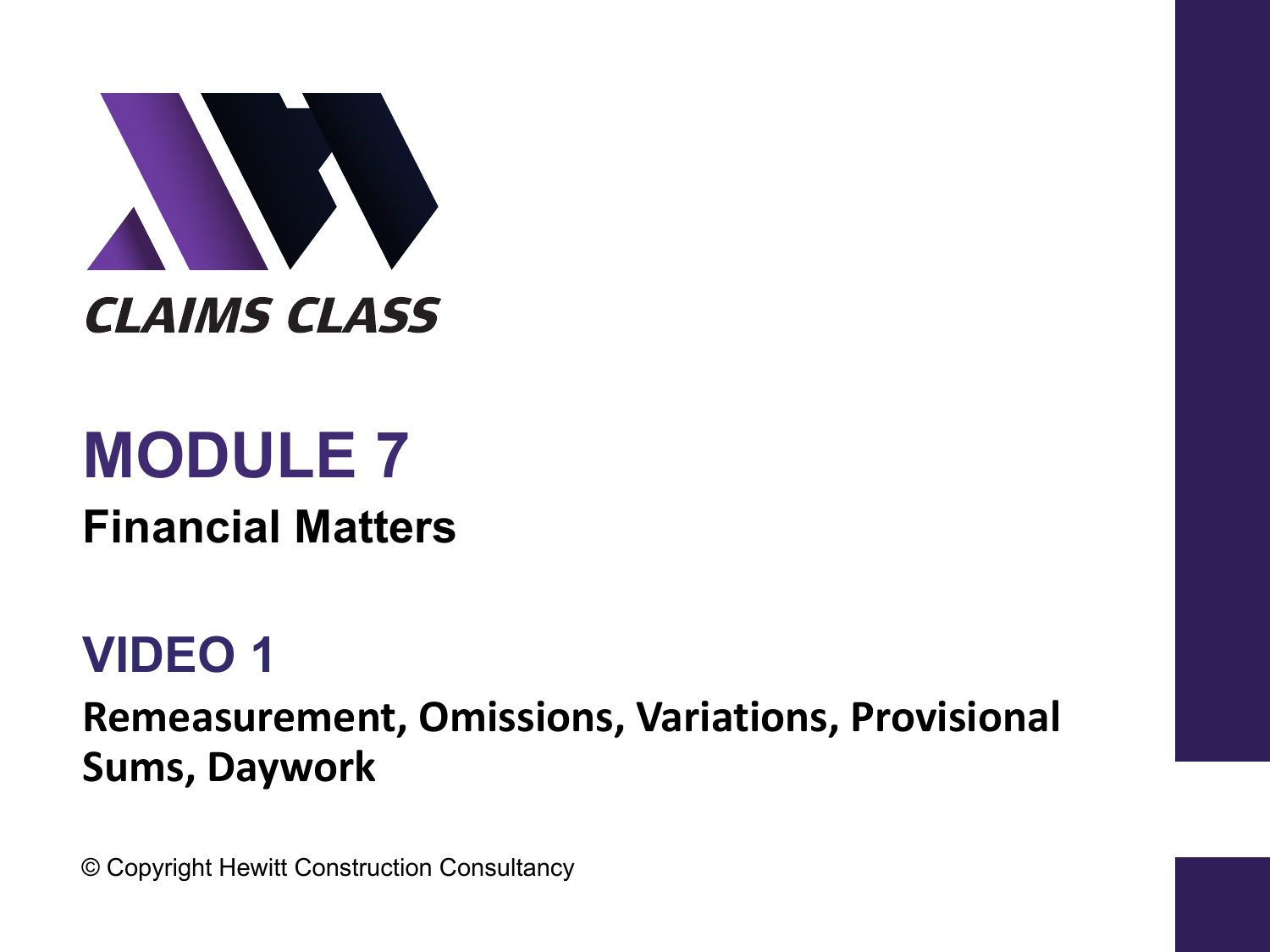CLAIMS CLASS

# MODULE 7

## Financial Matters

# VIDEO 1

## Remeasurement, Omissions, Variations, Provisional Sums, Daywork

© Copyright Hewitt Construction Consultancy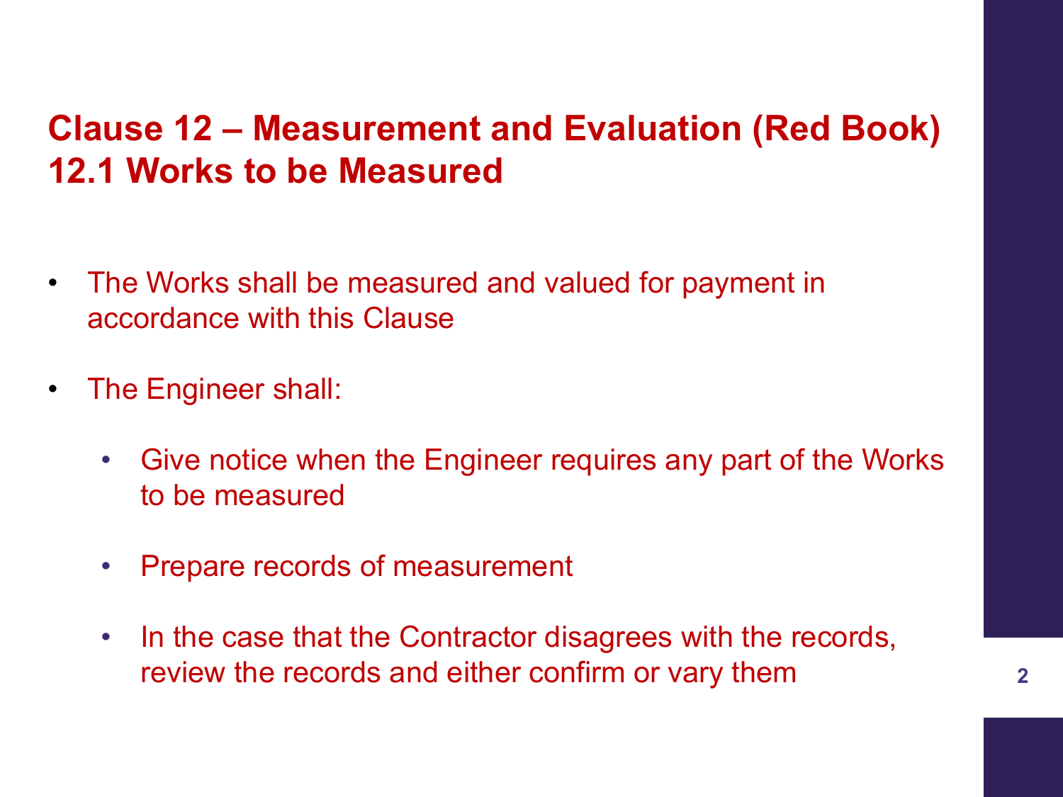# Clause 12 – Measurement and Evaluation (Red Book)
# 12.1 Works to be Measured

- The Works shall be measured and valued for payment in accordance with this Clause
- The Engineer shall:
    - Give notice when the Engineer requires any part of the Works to be measured
    - Prepare records of measurement
    - In the case that the Contractor disagrees with the records, review the records and either confirm or vary them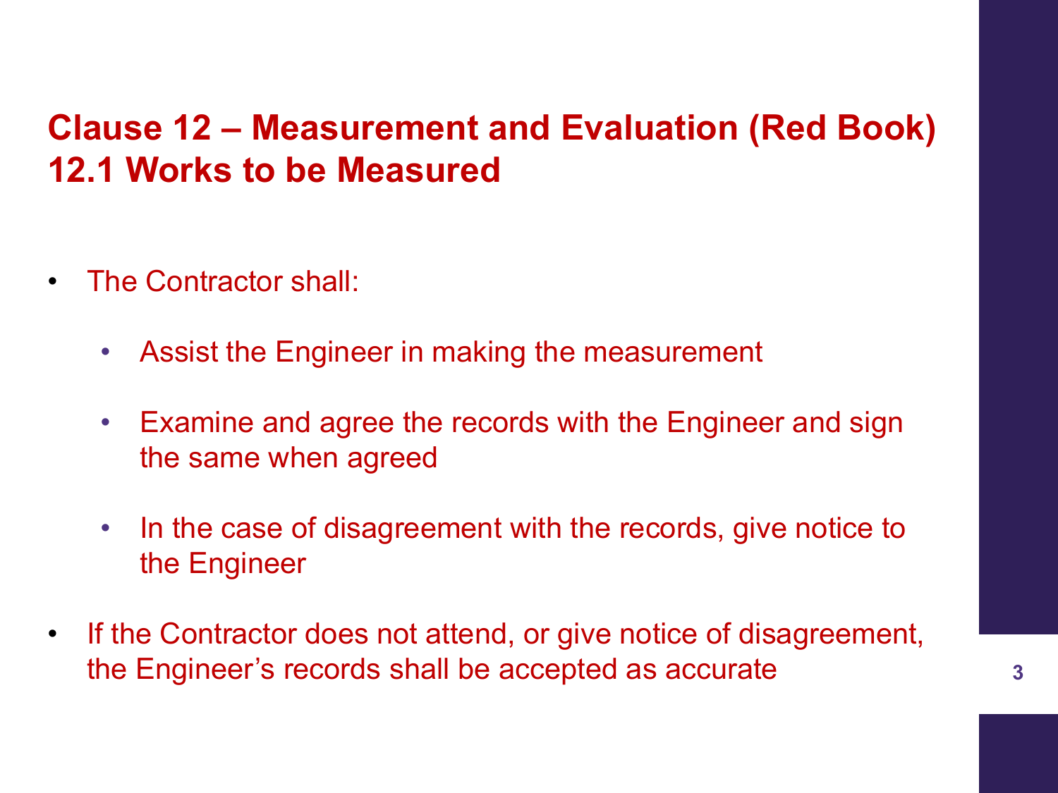## Clause 12 – Measurement and Evaluation (Red Book)
## 12.1 Works to be Measured

- The Contractor shall:
  - Assist the Engineer in making the measurement
  - Examine and agree the records with the Engineer and sign the same when agreed
  - In the case of disagreement with the records, give notice to the Engineer
- If the Contractor does not attend, or give notice of disagreement, the Engineer's records shall be accepted as accurate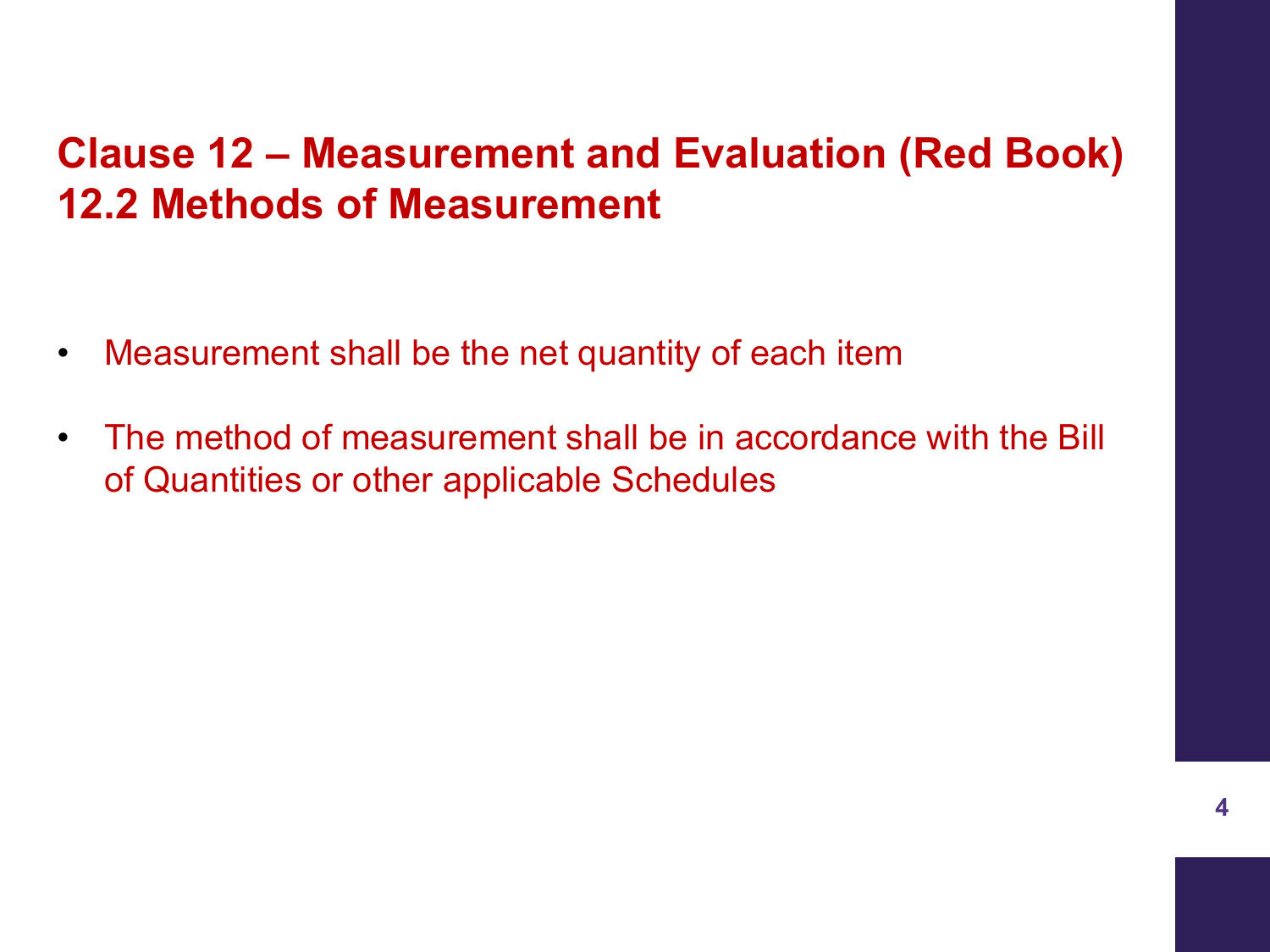## Clause 12 – Measurement and Evaluation (Red Book)
## 12.2 Methods of Measurement

- Measurement shall be the net quantity of each item
- The method of measurement shall be in accordance with the Bill of Quantities or other applicable Schedules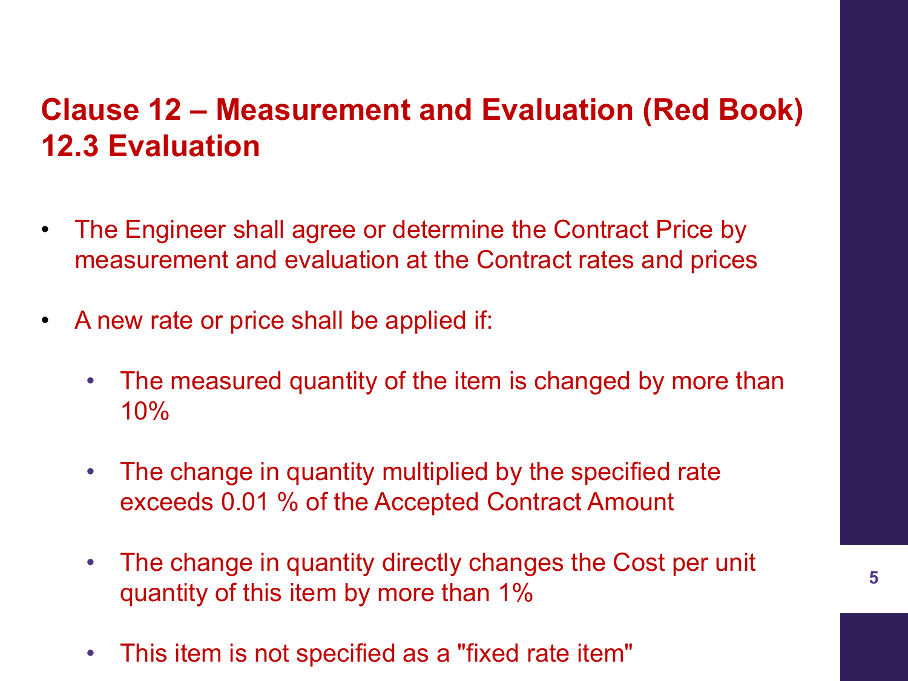# Clause 12 – Measurement and Evaluation (Red Book)
# 12.3 Evaluation

- The Engineer shall agree or determine the Contract Price by measurement and evaluation at the Contract rates and prices
- A new rate or price shall be applied if:
  - The measured quantity of the item is changed by more than 10%
  - The change in quantity multiplied by the specified rate exceeds 0.01 % of the Accepted Contract Amount
  - The change in quantity directly changes the Cost per unit quantity of this item by more than 1%
  - This item is not specified as a "fixed rate item"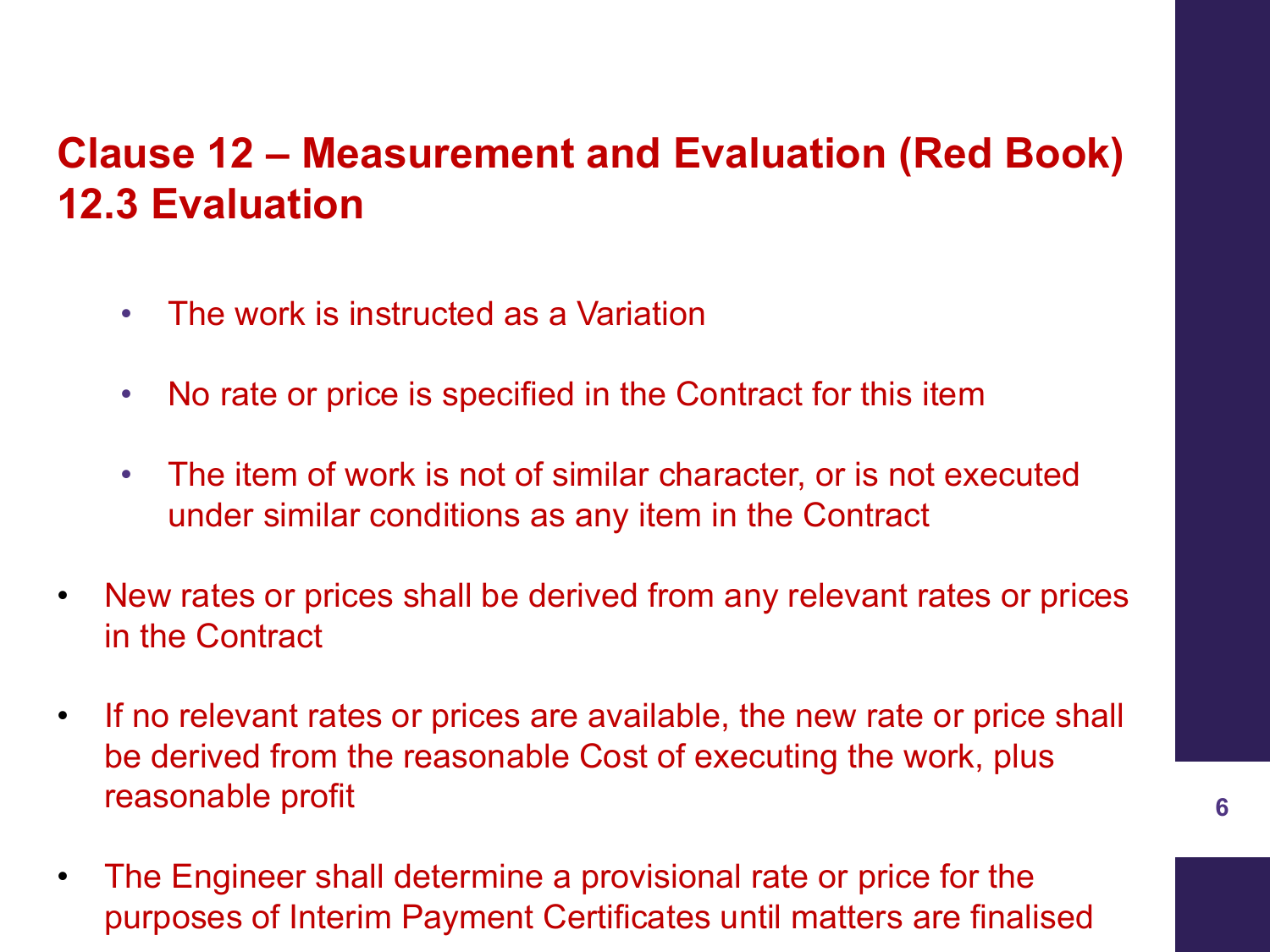## Clause 12 – Measurement and Evaluation (Red Book)
## 12.3 Evaluation

- The work is instructed as a Variation
- No rate or price is specified in the Contract for this item
- The item of work is not of similar character, or is not executed under similar conditions as any item in the Contract

- New rates or prices shall be derived from any relevant rates or prices in the Contract
- If no relevant rates or prices are available, the new rate or price shall be derived from the reasonable Cost of executing the work, plus reasonable profit
- The Engineer shall determine a provisional rate or price for the purposes of Interim Payment Certificates until matters are finalised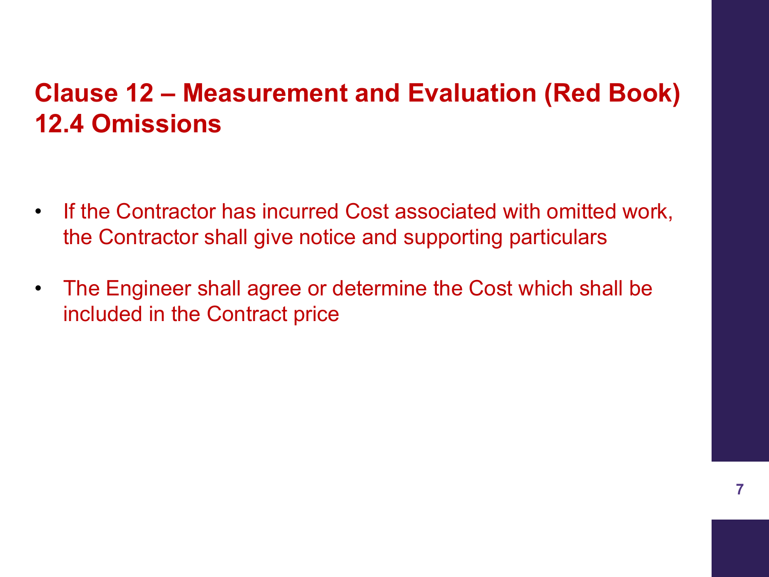# Clause 12 – Measurement and Evaluation (Red Book)
## 12.4 Omissions

- If the Contractor has incurred Cost associated with omitted work, the Contractor shall give notice and supporting particulars
- The Engineer shall agree or determine the Cost which shall be included in the Contract price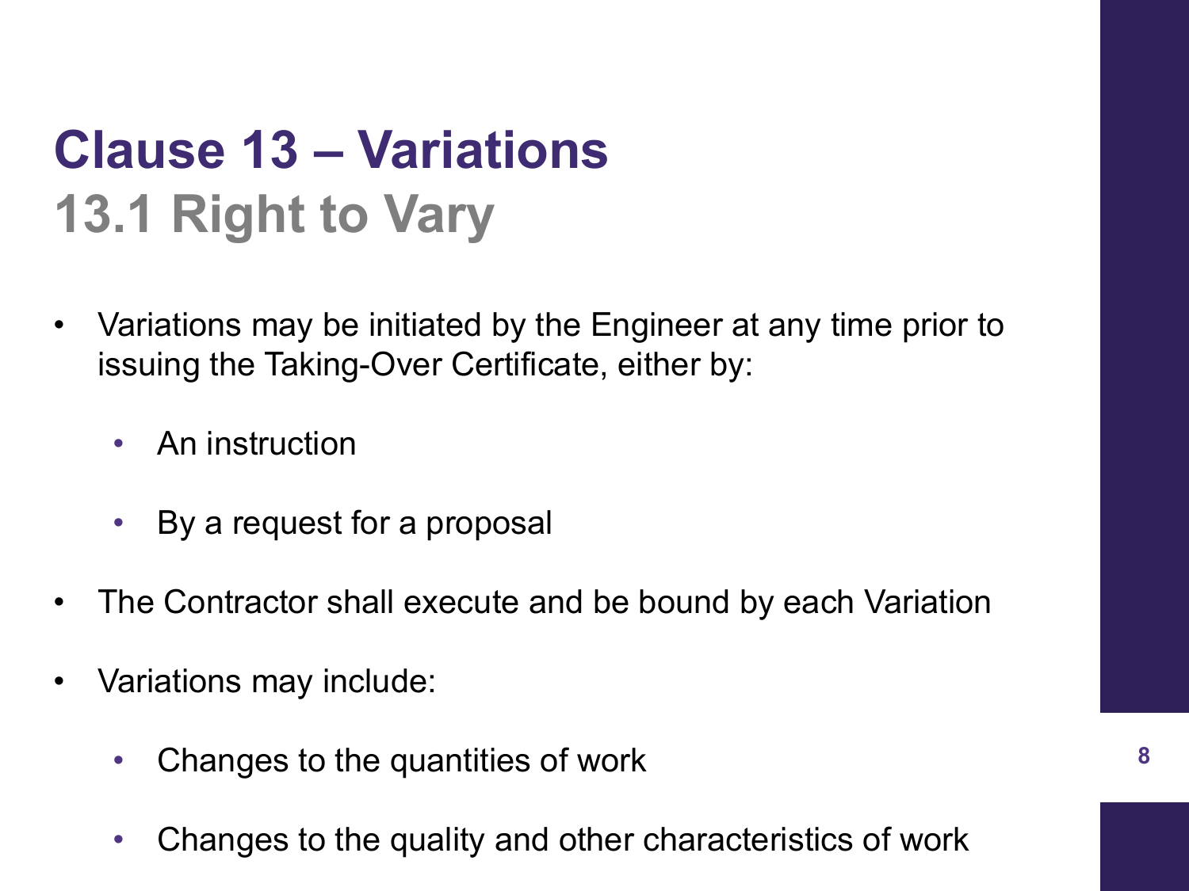# Clause 13 – Variations

## 13.1 Right to Vary

- Variations may be initiated by the Engineer at any time prior to issuing the Taking-Over Certificate, either by:
  - An instruction
  - By a request for a proposal
- The Contractor shall execute and be bound by each Variation
- Variations may include:
  - Changes to the quantities of work
  - Changes to the quality and other characteristics of work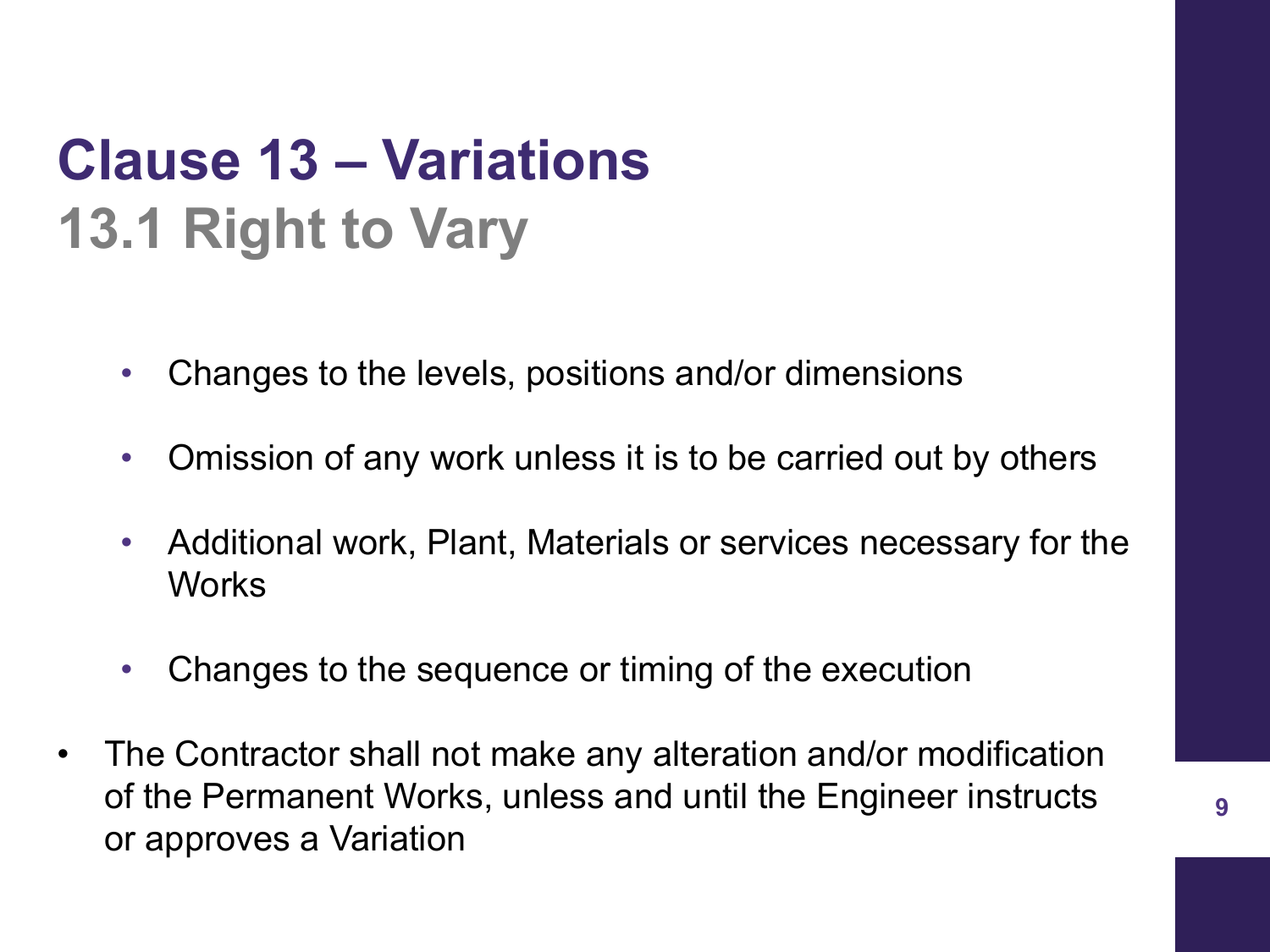# Clause 13 – Variations

## 13.1 Right to Vary

- Changes to the levels, positions and/or dimensions
- Omission of any work unless it is to be carried out by others
- Additional work, Plant, Materials or services necessary for the Works
- Changes to the sequence or timing of the execution

- The Contractor shall not make any alteration and/or modification of the Permanent Works, unless and until the Engineer instructs or approves a Variation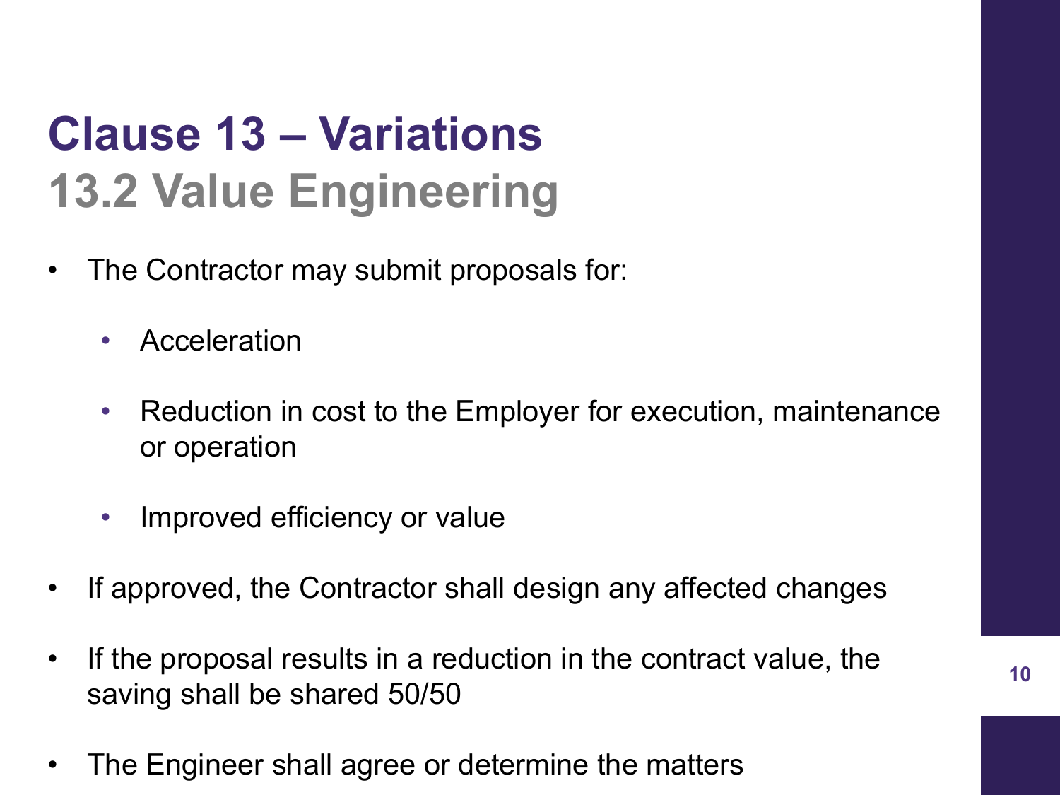# Clause 13 – Variations

## 13.2 Value Engineering

- The Contractor may submit proposals for:
  - Acceleration
  - Reduction in cost to the Employer for execution, maintenance or operation
  - Improved efficiency or value
- If approved, the Contractor shall design any affected changes
- If the proposal results in a reduction in the contract value, the saving shall be shared 50/50
- The Engineer shall agree or determine the matters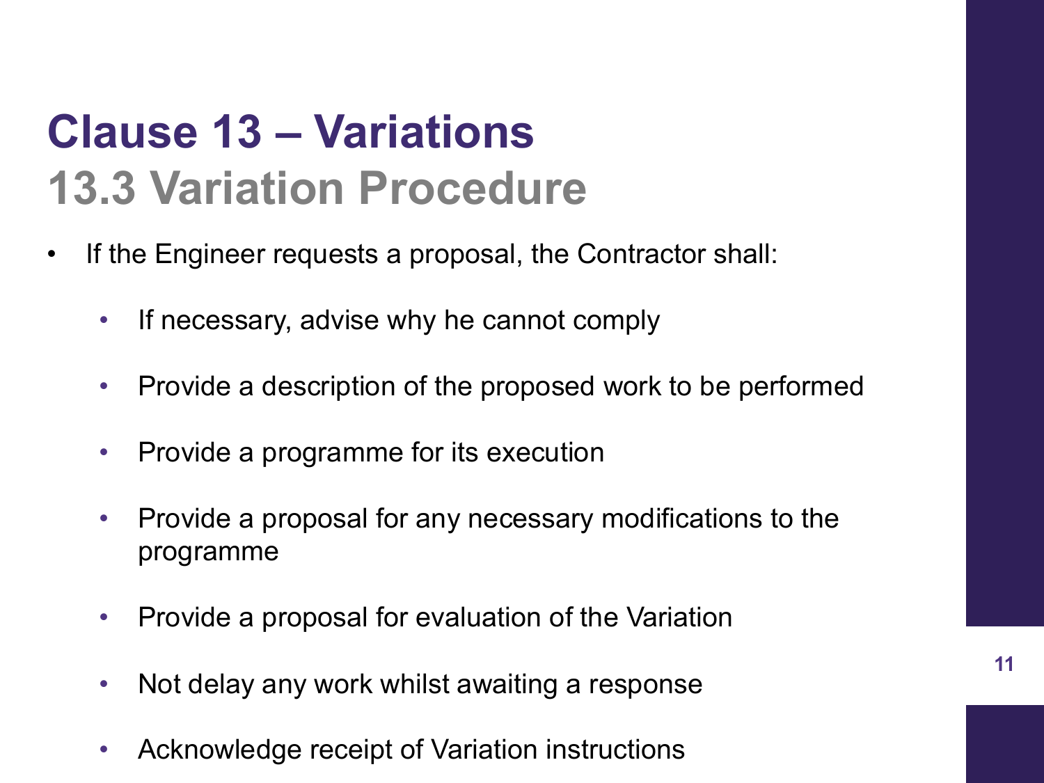# Clause 13 – Variations

## 13.3 Variation Procedure

- If the Engineer requests a proposal, the Contractor shall:
  - If necessary, advise why he cannot comply
  - Provide a description of the proposed work to be performed
  - Provide a programme for its execution
  - Provide a proposal for any necessary modifications to the programme
  - Provide a proposal for evaluation of the Variation
  - Not delay any work whilst awaiting a response
  - Acknowledge receipt of Variation instructions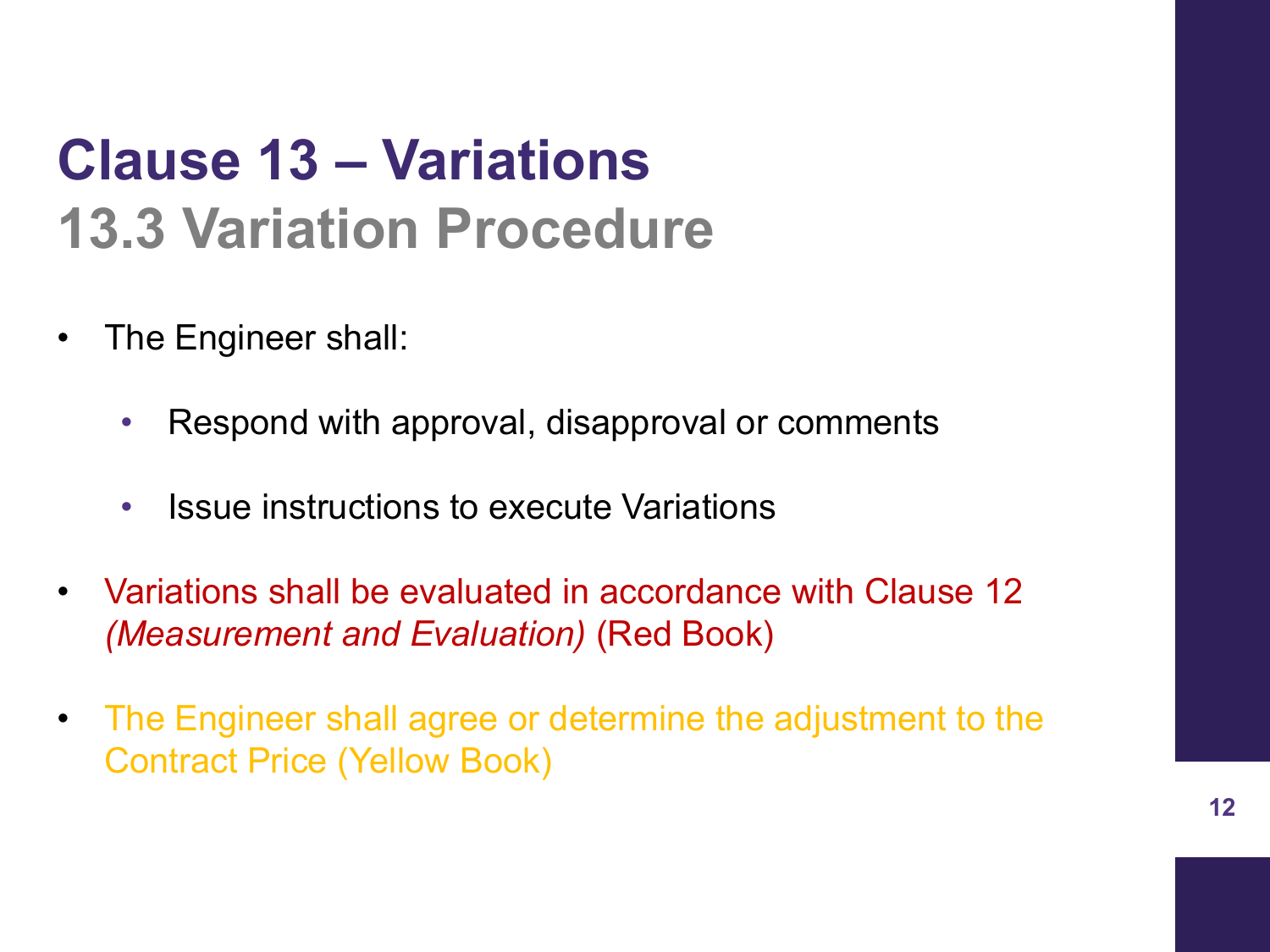# Clause 13 – Variations

## 13.3 Variation Procedure

- The Engineer shall:
  - Respond with approval, disapproval or comments
  - Issue instructions to execute Variations
- Variations shall be evaluated in accordance with Clause 12 *(Measurement and Evaluation)* (Red Book)
- The Engineer shall agree or determine the adjustment to the Contract Price (Yellow Book)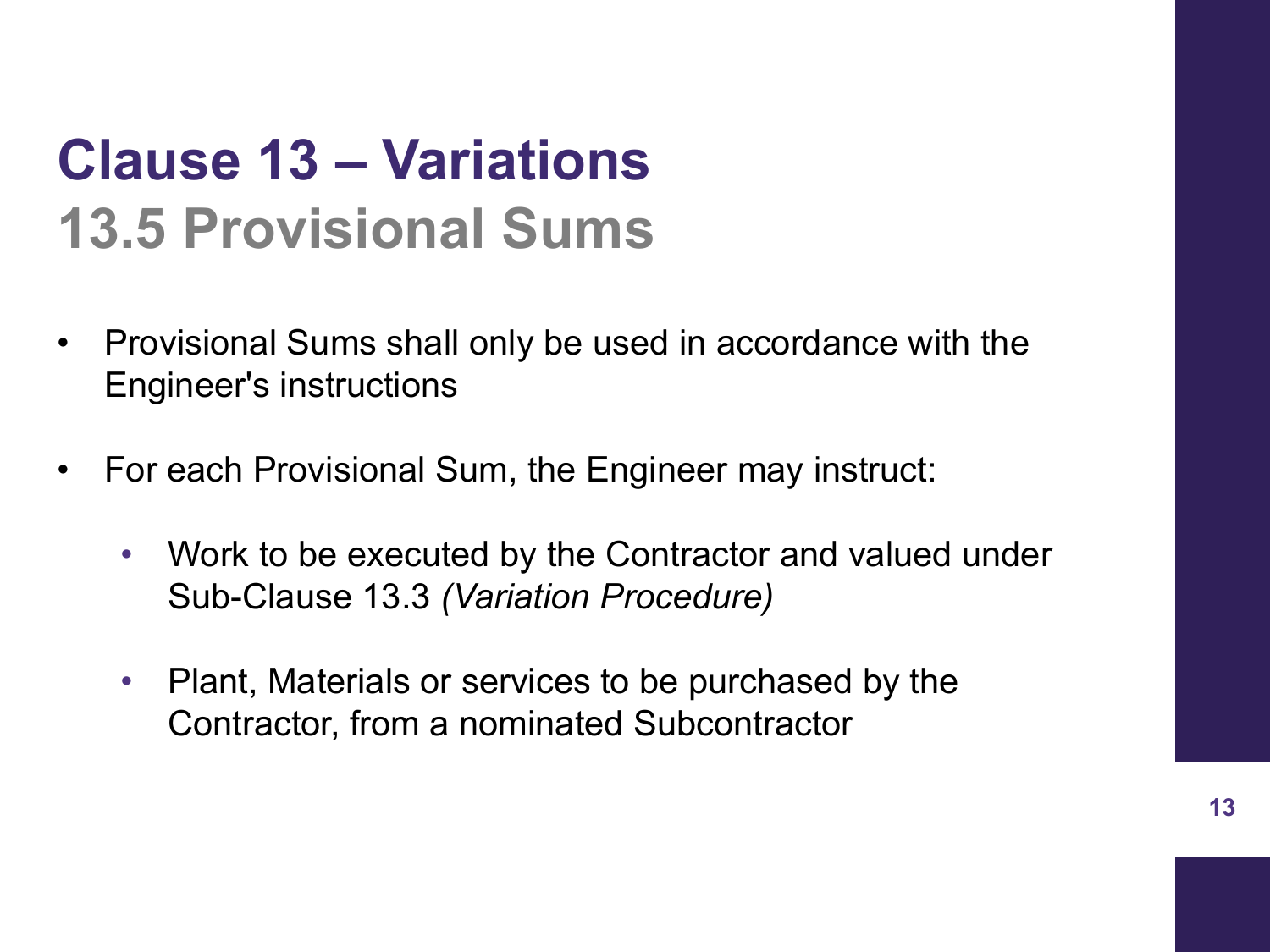# Clause 13 – Variations

## 13.5 Provisional Sums

- Provisional Sums shall only be used in accordance with the Engineer's instructions
- For each Provisional Sum, the Engineer may instruct:
  - Work to be executed by the Contractor and valued under Sub-Clause 13.3 *(Variation Procedure)*
  - Plant, Materials or services to be purchased by the Contractor, from a nominated Subcontractor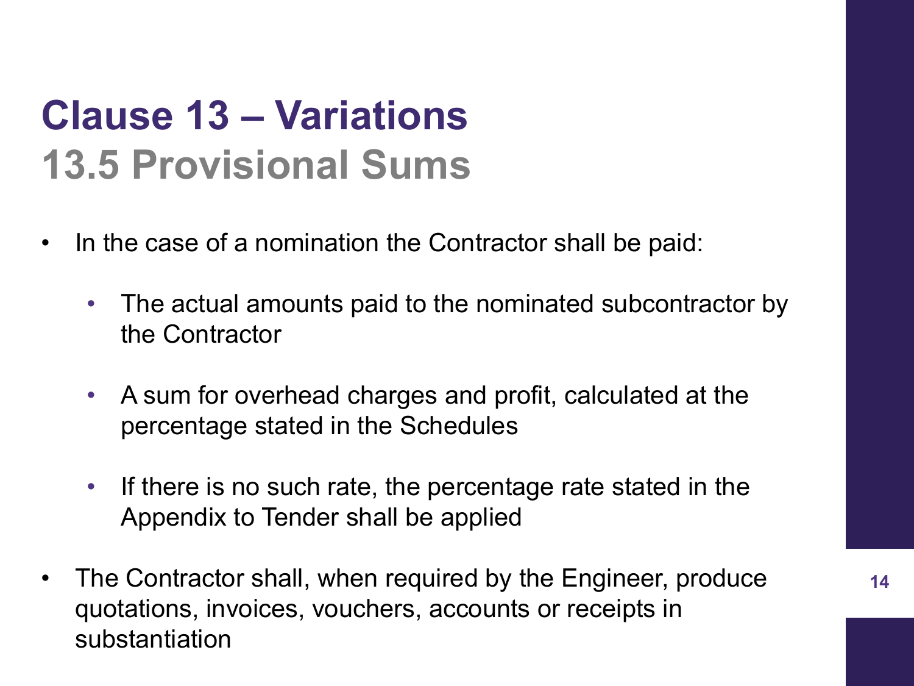# Clause 13 – Variations

## 13.5 Provisional Sums

- In the case of a nomination the Contractor shall be paid:
  - The actual amounts paid to the nominated subcontractor by the Contractor
  - A sum for overhead charges and profit, calculated at the percentage stated in the Schedules
  - If there is no such rate, the percentage rate stated in the Appendix to Tender shall be applied
- The Contractor shall, when required by the Engineer, produce quotations, invoices, vouchers, accounts or receipts in substantiation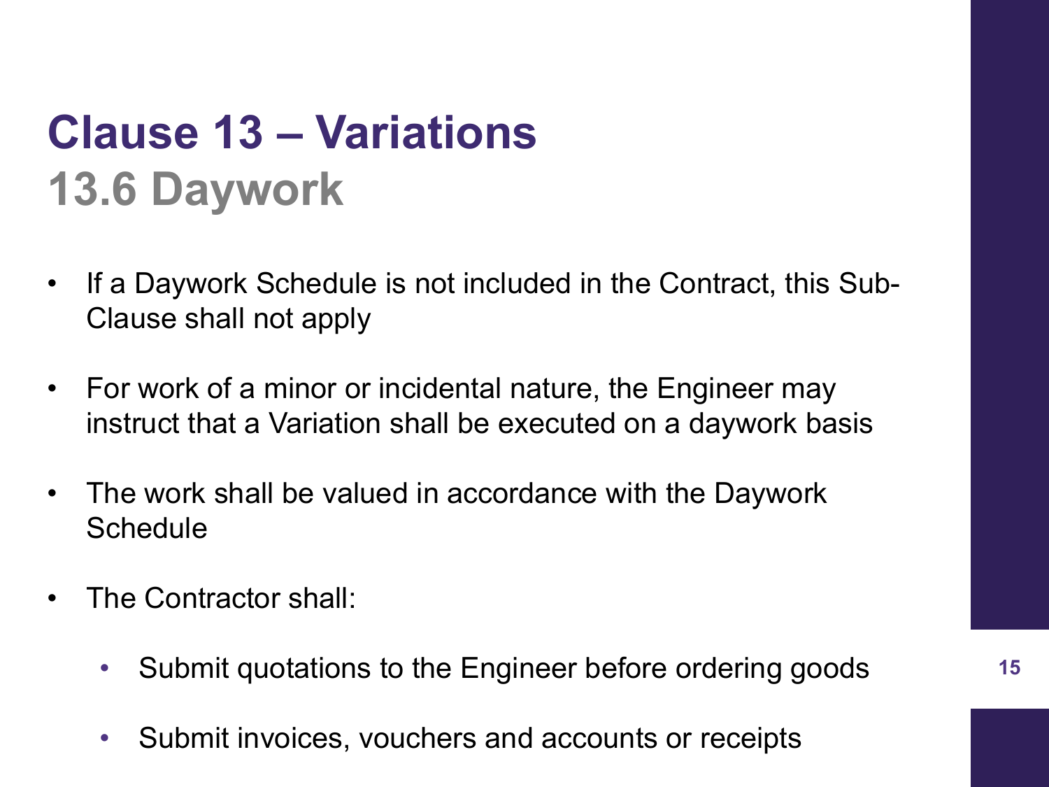# Clause 13 – Variations

## 13.6 Daywork

- If a Daywork Schedule is not included in the Contract, this Sub-Clause shall not apply
- For work of a minor or incidental nature, the Engineer may instruct that a Variation shall be executed on a daywork basis
- The work shall be valued in accordance with the Daywork Schedule
- The Contractor shall:
  - Submit quotations to the Engineer before ordering goods
  - Submit invoices, vouchers and accounts or receipts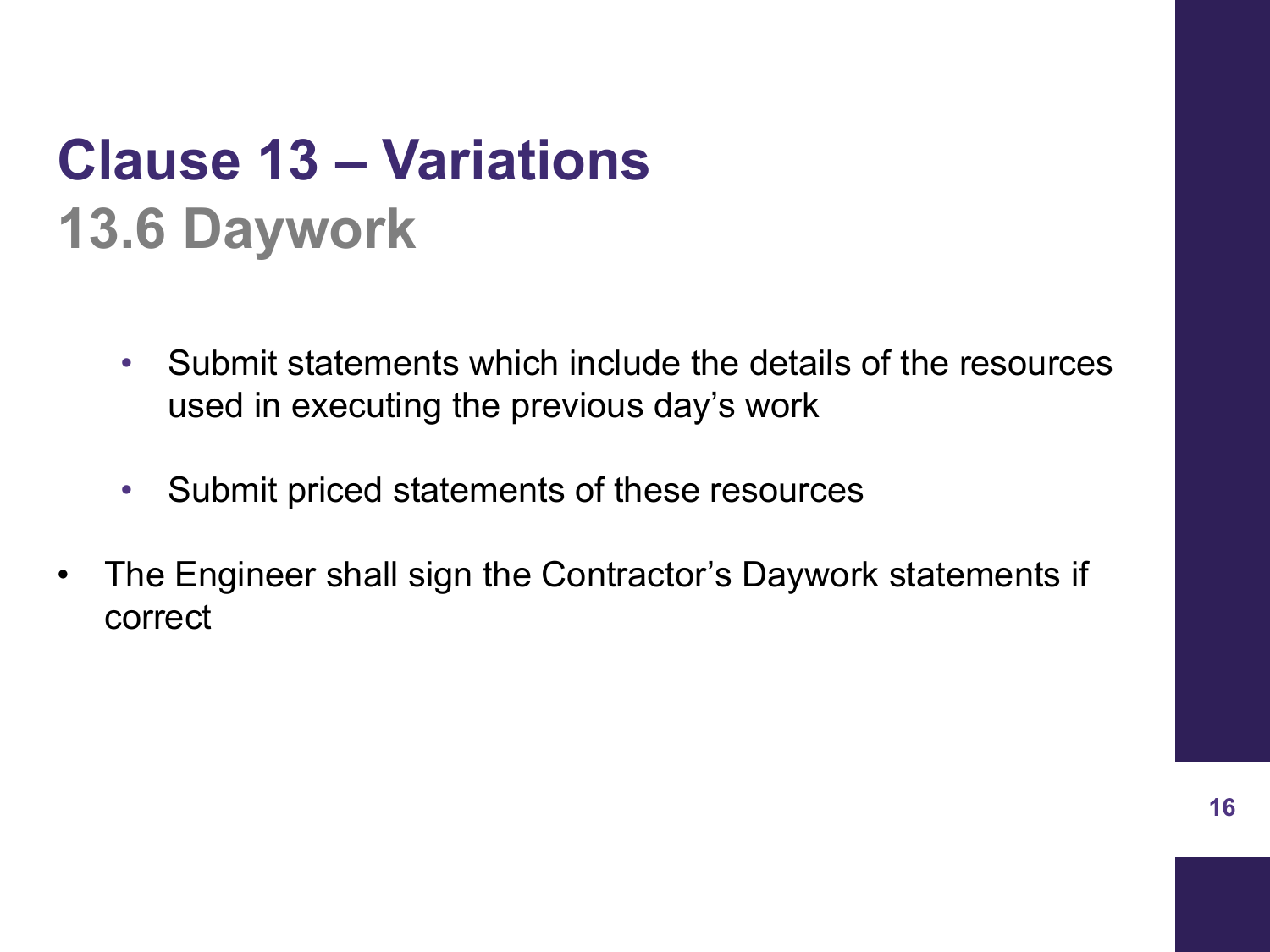# Clause 13 – Variations

## 13.6 Daywork

  - Submit statements which include the details of the resources used in executing the previous day's work
  - Submit priced statements of these resources
- The Engineer shall sign the Contractor's Daywork statements if correct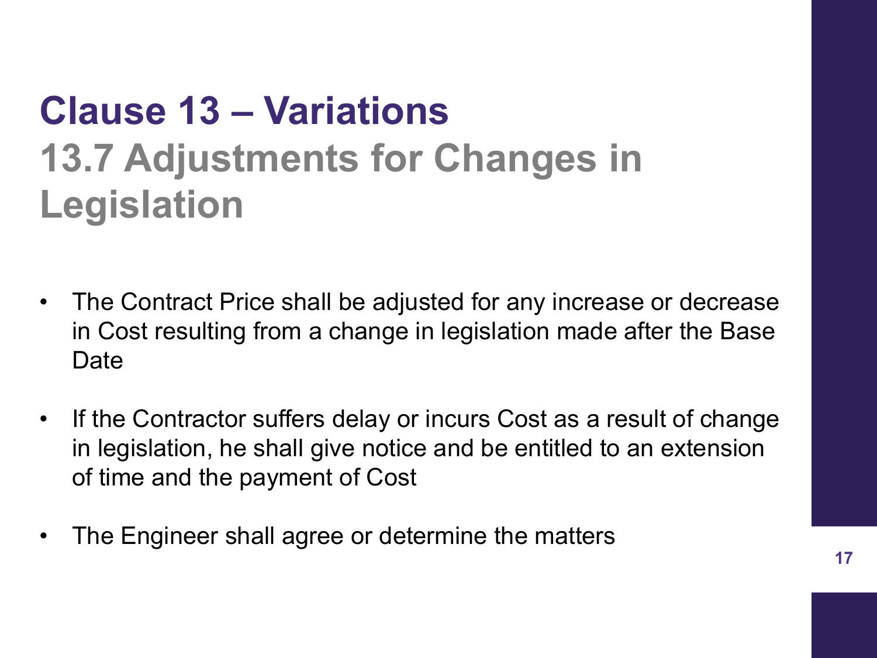# Clause 13 – Variations

## 13.7 Adjustments for Changes in Legislation

- The Contract Price shall be adjusted for any increase or decrease in Cost resulting from a change in legislation made after the Base Date
- If the Contractor suffers delay or incurs Cost as a result of change in legislation, he shall give notice and be entitled to an extension of time and the payment of Cost
- The Engineer shall agree or determine the matters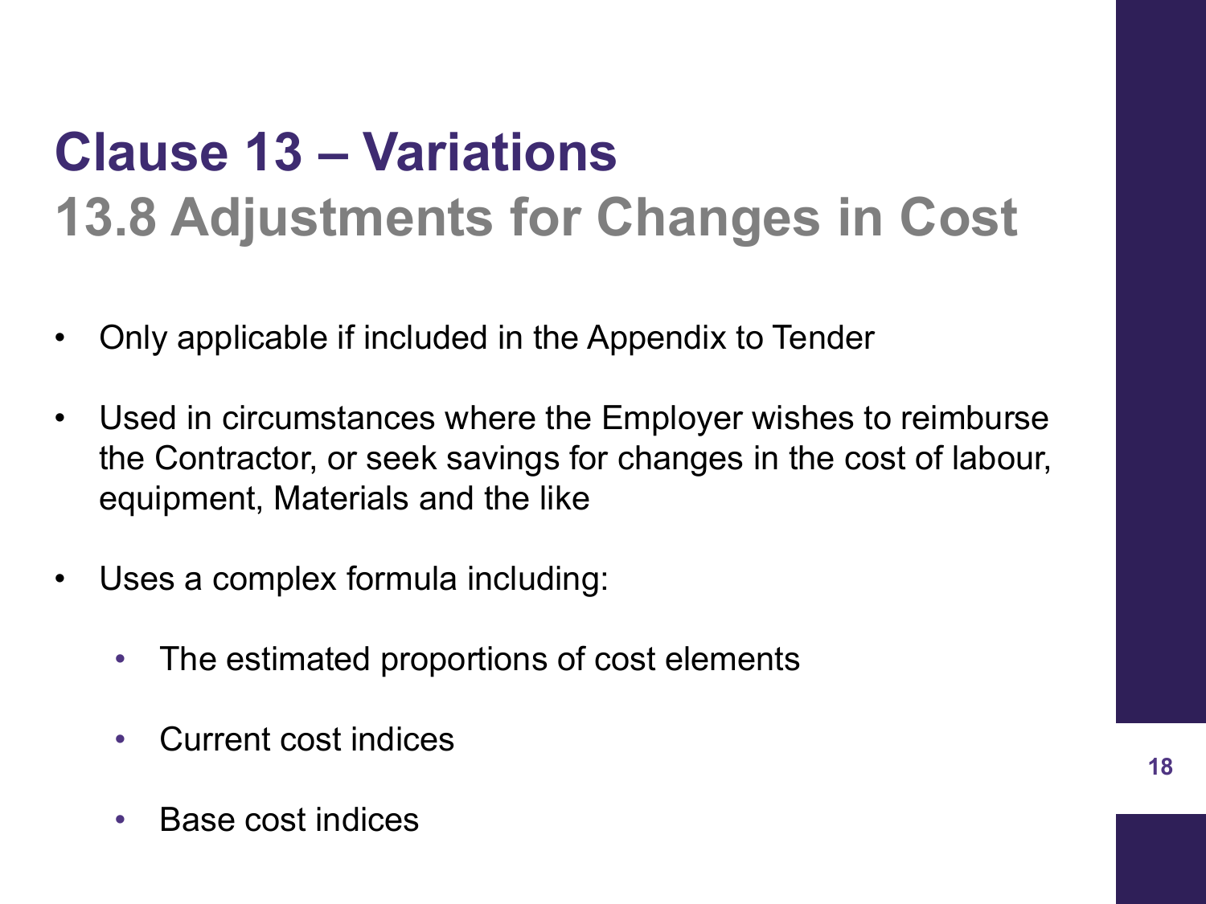# Clause 13 – Variations

## 13.8 Adjustments for Changes in Cost

- Only applicable if included in the Appendix to Tender
- Used in circumstances where the Employer wishes to reimburse the Contractor, or seek savings for changes in the cost of labour, equipment, Materials and the like
- Uses a complex formula including:
  - The estimated proportions of cost elements
  - Current cost indices
  - Base cost indices